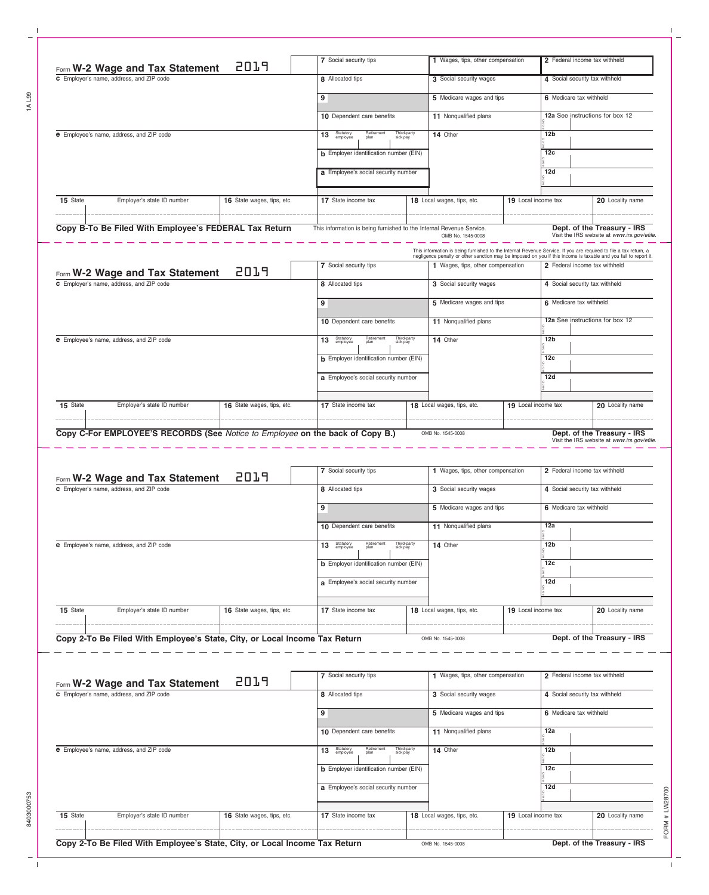## Form W-2 Wage and Tax Statement 2019

| | | | |
|---|---|---|---|
| **c** Employer's name, address, and ZIP code | **7** Social security tips | **1** Wages, tips, other compensation | **2** Federal income tax withheld |
| | **8** Allocated tips | **3** Social security wages | **4** Social security tax withheld |
| | **9** | **5** Medicare wages and tips | **6** Medicare tax withheld |
| | **10** Dependent care benefits | **11** Nonqualified plans | **12a** See instructions for box 12 |
| **e** Employee's name, address, and ZIP code | **13** Statutory employee / Retirement plan / Third-party sick pay | **14** Other | **12b** |
| | **b** Employer identification number (EIN) | | **12c** |
| | **a** Employee's social security number | | **12d** |

| **15** State | Employer's state ID number | **16** State wages, tips, etc. | **17** State income tax | **18** Local wages, tips, etc. | **19** Local income tax | **20** Locality name |
|---|---|---|---|---|---|---|
| | | | | | | |

**Copy B-To Be Filed With Employee's FEDERAL Tax Return**

This information is being furnished to the Internal Revenue Service. OMB No. 1545-0008

**Dept. of the Treasury - IRS**
Visit the IRS website at *www.irs.gov/efile.*

---

This information is being furnished to the Internal Revenue Service. If you are required to file a tax return, a negligence penalty or other sanction may be imposed on you if this income is taxable and you fail to report it.

## Form W-2 Wage and Tax Statement 2019

| | | | |
|---|---|---|---|
| **c** Employer's name, address, and ZIP code | **7** Social security tips | **1** Wages, tips, other compensation | **2** Federal income tax withheld |
| | **8** Allocated tips | **3** Social security wages | **4** Social security tax withheld |
| | **9** | **5** Medicare wages and tips | **6** Medicare tax withheld |
| | **10** Dependent care benefits | **11** Nonqualified plans | **12a** See instructions for box 12 |
| **e** Employee's name, address, and ZIP code | **13** Statutory employee / Retirement plan / Third-party sick pay | **14** Other | **12b** |
| | **b** Employer identification number (EIN) | | **12c** |
| | **a** Employee's social security number | | **12d** |

| **15** State | Employer's state ID number | **16** State wages, tips, etc. | **17** State income tax | **18** Local wages, tips, etc. | **19** Local income tax | **20** Locality name |
|---|---|---|---|---|---|---|
| | | | | | | |

**Copy C-For EMPLOYEE'S RECORDS (See *Notice to Employee* on the back of Copy B.)**

OMB No. 1545-0008

**Dept. of the Treasury - IRS**
Visit the IRS website at *www.irs.gov/efile.*

---

## Form W-2 Wage and Tax Statement 2019

| | | | |
|---|---|---|---|
| **c** Employer's name, address, and ZIP code | **7** Social security tips | **1** Wages, tips, other compensation | **2** Federal income tax withheld |
| | **8** Allocated tips | **3** Social security wages | **4** Social security tax withheld |
| | **9** | **5** Medicare wages and tips | **6** Medicare tax withheld |
| | **10** Dependent care benefits | **11** Nonqualified plans | **12a** |
| **e** Employee's name, address, and ZIP code | **13** Statutory employee / Retirement plan / Third-party sick pay | **14** Other | **12b** |
| | **b** Employer identification number (EIN) | | **12c** |
| | **a** Employee's social security number | | **12d** |

| **15** State | Employer's state ID number | **16** State wages, tips, etc. | **17** State income tax | **18** Local wages, tips, etc. | **19** Local income tax | **20** Locality name |
|---|---|---|---|---|---|---|
| | | | | | | |

**Copy 2-To Be Filed With Employee's State, City, or Local Income Tax Return**

OMB No. 1545-0008

**Dept. of the Treasury - IRS**

---

## Form W-2 Wage and Tax Statement 2019

| | | | |
|---|---|---|---|
| **c** Employer's name, address, and ZIP code | **7** Social security tips | **1** Wages, tips, other compensation | **2** Federal income tax withheld |
| | **8** Allocated tips | **3** Social security wages | **4** Social security tax withheld |
| | **9** | **5** Medicare wages and tips | **6** Medicare tax withheld |
| | **10** Dependent care benefits | **11** Nonqualified plans | **12a** |
| **e** Employee's name, address, and ZIP code | **13** Statutory employee / Retirement plan / Third-party sick pay | **14** Other | **12b** |
| | **b** Employer identification number (EIN) | | **12c** |
| | **a** Employee's social security number | | **12d** |

| **15** State | Employer's state ID number | **16** State wages, tips, etc. | **17** State income tax | **18** Local wages, tips, etc. | **19** Local income tax | **20** Locality name |
|---|---|---|---|---|---|---|
| | | | | | | |

**Copy 2-To Be Filed With Employee's State, City, or Local Income Tax Return**

OMB No. 1545-0008

**Dept. of the Treasury - IRS**

1A L99

8403000753

FORM # LW28700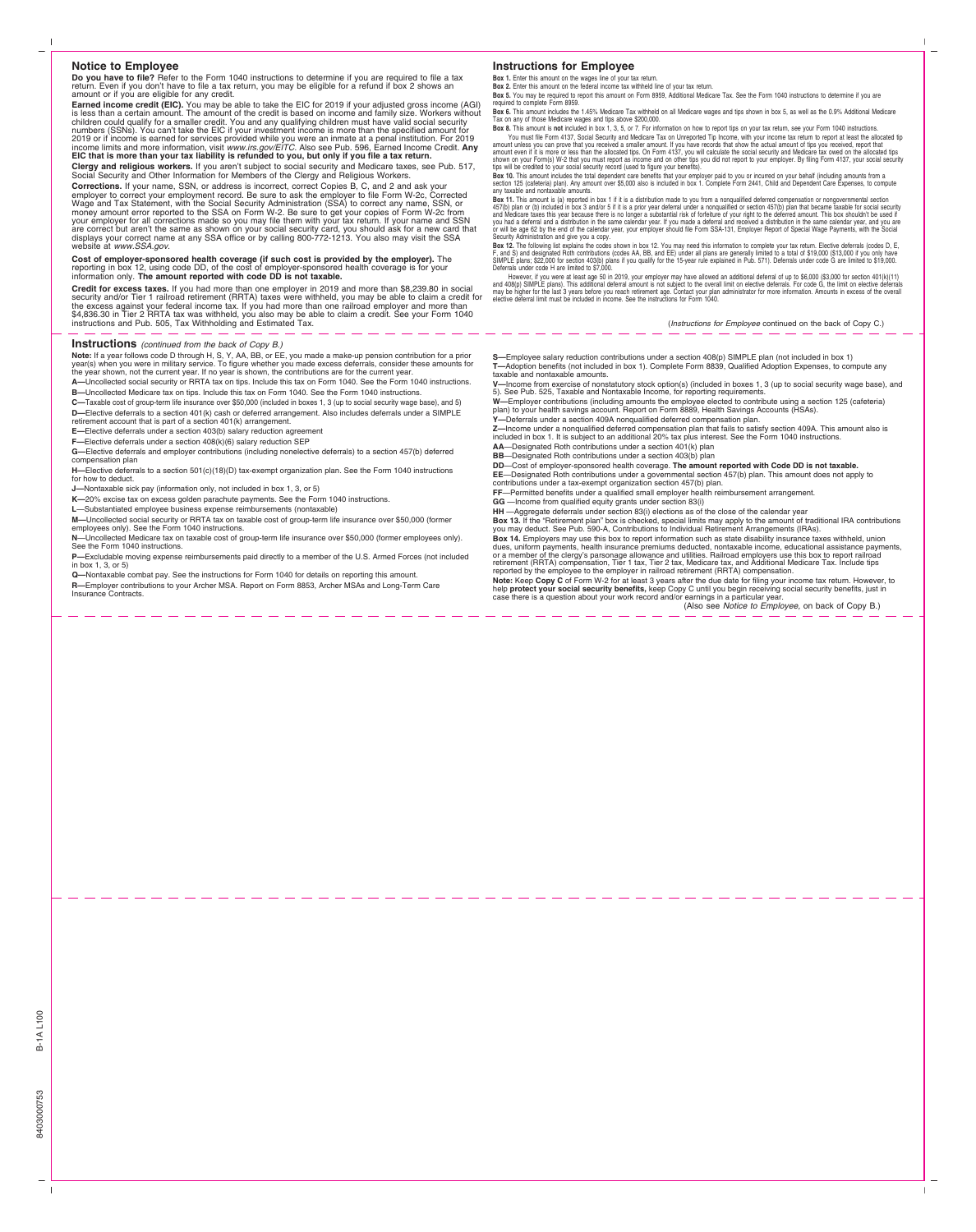## Notice to Employee

**Do you have to file?** Refer to the Form 1040 instructions to determine if you are required to file a tax return. Even if you don't have to file a tax return, you may be eligible for a refund if box 2 shows an amount or if you are eligible for any credit.

**Earned income credit (EIC).** You may be able to take the EIC for 2019 if your adjusted gross income (AGI) is less than a certain amount. The amount of the credit is based on income and family size. Workers without children could qualify for a smaller credit. You and any qualifying children must have valid social security numbers (SSNs). You can't take the EIC if your investment income is more than the specified amount for 2019 or if income is earned for services provided while you were an inmate at a penal institution. For 2019 income limits and more information, visit *www.irs.gov/EITC*. Also see Pub. 596, Earned Income Credit. **Any EIC that is more than your tax liability is refunded to you, but only if you file a tax return.**

**Clergy and religious workers.** If you aren't subject to social security and Medicare taxes, see Pub. 517, Social Security and Other Information for Members of the Clergy and Religious Workers.

**Corrections.** If your name, SSN, or address is incorrect, correct Copies B, C, and 2 and ask your employer to correct your employment record. Be sure to ask the employer to file Form W-2c, Corrected Wage and Tax Statement, with the Social Security Administration (SSA) to correct any name, SSN, or money amount error reported to the SSA on Form W-2. Be sure to get your copies of Form W-2c from your employer for all corrections made so you may file them with your tax return. If your name and SSN are correct but aren't the same as shown on your social security card, you should ask for a new card that displays your correct name at any SSA office or by calling 800-772-1213. You also may visit the SSA website at *www.SSA.gov*.

**Cost of employer-sponsored health coverage (if such cost is provided by the employer).** The reporting in box 12, using code DD, of the cost of employer-sponsored health coverage is for your information only. **The amount reported with code DD is not taxable.**

**Credit for excess taxes.** If you had more than one employer in 2019 and more than $8,239.80 in social security and/or Tier 1 railroad retirement (RRTA) taxes were withheld, you may be able to claim a credit for the excess against your federal income tax. If you had more than one railroad employer and more than $4,836.30 in Tier 2 RRTA tax was withheld, you also may be able to claim a credit. See your Form 1040 instructions and Pub. 505, Tax Withholding and Estimated Tax.

## Instructions for Employee

**Box 1.** Enter this amount on the wages line of your tax return.

**Box 2.** Enter this amount on the federal income tax withheld line of your tax return.

**Box 5.** You may be required to report this amount on Form 8959, Additional Medicare Tax. See the Form 1040 instructions to determine if you are required to complete Form 8959.

**Box 6.** This amount includes the 1.45% Medicare Tax withheld on all Medicare wages and tips shown in box 5, as well as the 0.9% Additional Medicare Tax on any of those Medicare wages and tips above $200,000.

**Box 8.** This amount is **not** included in box 1, 3, 5, or 7. For information on how to report tips on your tax return, see your Form 1040 instructions.

You must file Form 4137, Social Security and Medicare Tax on Unreported Tip Income, with your income tax return to report at least the allocated tip amount unless you can prove that you received a smaller amount. If you have records that show the actual amount of tips you received, report that amount even if it is more or less than the allocated tips. On Form 4137, you will calculate the social security and Medicare tax owed on the allocated tips shown on your Form(s) W-2 that you must report as income and on other tips you did not report to your employer. By filing Form 4137, your social security tips will be credited to your social security record (used to figure your benefits).

**Box 10.** This amount includes the total dependent care benefits that your employer paid to you or incurred on your behalf (including amounts from a section 125 (cafeteria) plan). Any amount over $5,000 also is included in box 1. Complete Form 2441, Child and Dependent Care Expenses, to compute any taxable and nontaxable amounts.

**Box 11.** This amount is (a) reported in box 1 if it is a distribution made to you from a nonqualified deferred compensation or nongovernmental section 457(b) plan or (b) included in box 3 and/or 5 if it is a prior year deferral under a nonqualified or section 457(b) plan that became taxable for social security and Medicare taxes this year because there is no longer a substantial risk of forfeiture of your right to the deferred amount. This box shouldn't be used if you had a deferral and a distribution in the same calendar year. If you made a deferral and received a distribution in the same calendar year, and you are or will be age 62 by the end of the calendar year, your employer should file Form SSA-131, Employer Report of Special Wage Payments, with the Social Security Administration and give you a copy.

**Box 12.** The following list explains the codes shown in box 12. You may need this information to complete your tax return. Elective deferrals (codes D, E, F, and S) and designated Roth contributions (codes AA, BB, and EE) under all plans are generally limited to a total of $19,000 ($13,000 if you only have SIMPLE plans; $22,000 for section 403(b) plans if you qualify for the 15-year rule explained in Pub. 571). Deferrals under code G are limited to $19,000. Deferrals under code H are limited to $7,000.

However, if you were at least age 50 in 2019, your employer may have allowed an additional deferral of up to $6,000 ($3,000 for section 401(k)(11) and 408(p) SIMPLE plans). This additional deferral amount is not subject to the overall limit on elective deferrals. For code G, the limit on elective deferrals may be higher for the last 3 years before you reach retirement age. Contact your plan administrator for more information. Amounts in excess of the overall elective deferral limit must be included in income. See the instructions for Form 1040.

(*Instructions for Employee* continued on the back of Copy C.)

## Instructions *(continued from the back of Copy B.)*

**Note:** If a year follows code D through H, S, Y, AA, BB, or EE, you made a make-up pension contribution for a prior year(s) when you were in military service. To figure whether you made excess deferrals, consider these amounts for the year shown, not the current year. If no year is shown, the contributions are for the current year.

**A—**Uncollected social security or RRTA tax on tips. Include this tax on Form 1040. See the Form 1040 instructions.

**B—**Uncollected Medicare tax on tips. Include this tax on Form 1040. See the Form 1040 instructions.

**C—**Taxable cost of group-term life insurance over $50,000 (included in boxes 1, 3 (up to social security wage base), and 5)

**D—**Elective deferrals to a section 401(k) cash or deferred arrangement. Also includes deferrals under a SIMPLE retirement account that is part of a section 401(k) arrangement.

**E—**Elective deferrals under a section 403(b) salary reduction agreement

**F—**Elective deferrals under a section 408(k)(6) salary reduction SEP

**G—**Elective deferrals and employer contributions (including nonelective deferrals) to a section 457(b) deferred compensation plan

**H—**Elective deferrals to a section 501(c)(18)(D) tax-exempt organization plan. See the Form 1040 instructions for how to deduct.

**J—**Nontaxable sick pay (information only, not included in box 1, 3, or 5)

**K—**20% excise tax on excess golden parachute payments. See the Form 1040 instructions.

**L—**Substantiated employee business expense reimbursements (nontaxable)

**M—**Uncollected social security or RRTA tax on taxable cost of group-term life insurance over $50,000 (former employees only). See the Form 1040 instructions.

**N—**Uncollected Medicare tax on taxable cost of group-term life insurance over $50,000 (former employees only). See the Form 1040 instructions.

**P—**Excludable moving expense reimbursements paid directly to a member of the U.S. Armed Forces (not included in box 1, 3, or 5)

**Q—**Nontaxable combat pay. See the instructions for Form 1040 for details on reporting this amount.

**R—**Employer contributions to your Archer MSA. Report on Form 8853, Archer MSAs and Long-Term Care Insurance Contracts.

**S—**Employee salary reduction contributions under a section 408(p) SIMPLE plan (not included in box 1)

**T—**Adoption benefits (not included in box 1). Complete Form 8839, Qualified Adoption Expenses, to compute any taxable and nontaxable amounts.

**V—**Income from exercise of nonstatutory stock option(s) (included in boxes 1, 3 (up to social security wage base), and 5). See Pub. 525, Taxable and Nontaxable Income, for reporting requirements.

**W—**Employer contributions (including amounts the employee elected to contribute using a section 125 (cafeteria) plan) to your health savings account. Report on Form 8889, Health Savings Accounts (HSAs).

**Y—**Deferrals under a section 409A nonqualified deferred compensation plan.

**Z—**Income under a nonqualified deferred compensation plan that fails to satisfy section 409A. This amount also is included in box 1. It is subject to an additional 20% tax plus interest. See the Form 1040 instructions.

**AA—**Designated Roth contributions under a section 401(k) plan

**BB—**Designated Roth contributions under a section 403(b) plan

**DD—**Cost of employer-sponsored health coverage. **The amount reported with Code DD is not taxable.**

**EE—**Designated Roth contributions under a governmental section 457(b) plan. This amount does not apply to contributions under a tax-exempt organization section 457(b) plan.

**FF—**Permitted benefits under a qualified small employer health reimbursement arrangement.

**GG** —Income from qualified equity grants under section 83(i)

**HH** —Aggregate deferrals under section 83(i) elections as of the close of the calendar year

**Box 13.** If the "Retirement plan" box is checked, special limits may apply to the amount of traditional IRA contributions you may deduct. See Pub. 590-A, Contributions to Individual Retirement Arrangements (IRAs).

**Box 14.** Employers may use this box to report information such as state disability insurance taxes withheld, union dues, uniform payments, health insurance premiums deducted, nontaxable income, educational assistance payments, or a member of the clergy's parsonage allowance and utilities. Railroad employers use this box to report railroad retirement (RRTA) compensation, Tier 1 tax, Tier 2 tax, Medicare tax, and Additional Medicare Tax. Include tips reported by the employee to the employer in railroad retirement (RRTA) compensation.

**Note:** Keep **Copy C** of Form W-2 for at least 3 years after the due date for filing your income tax return. However, to help **protect your social security benefits,** keep Copy C until you begin receiving social security benefits, just in case there is a question about your work record and/or earnings in a particular year.

(Also see *Notice to Employee*, on back of Copy B.)

B-1A L100

8403000753